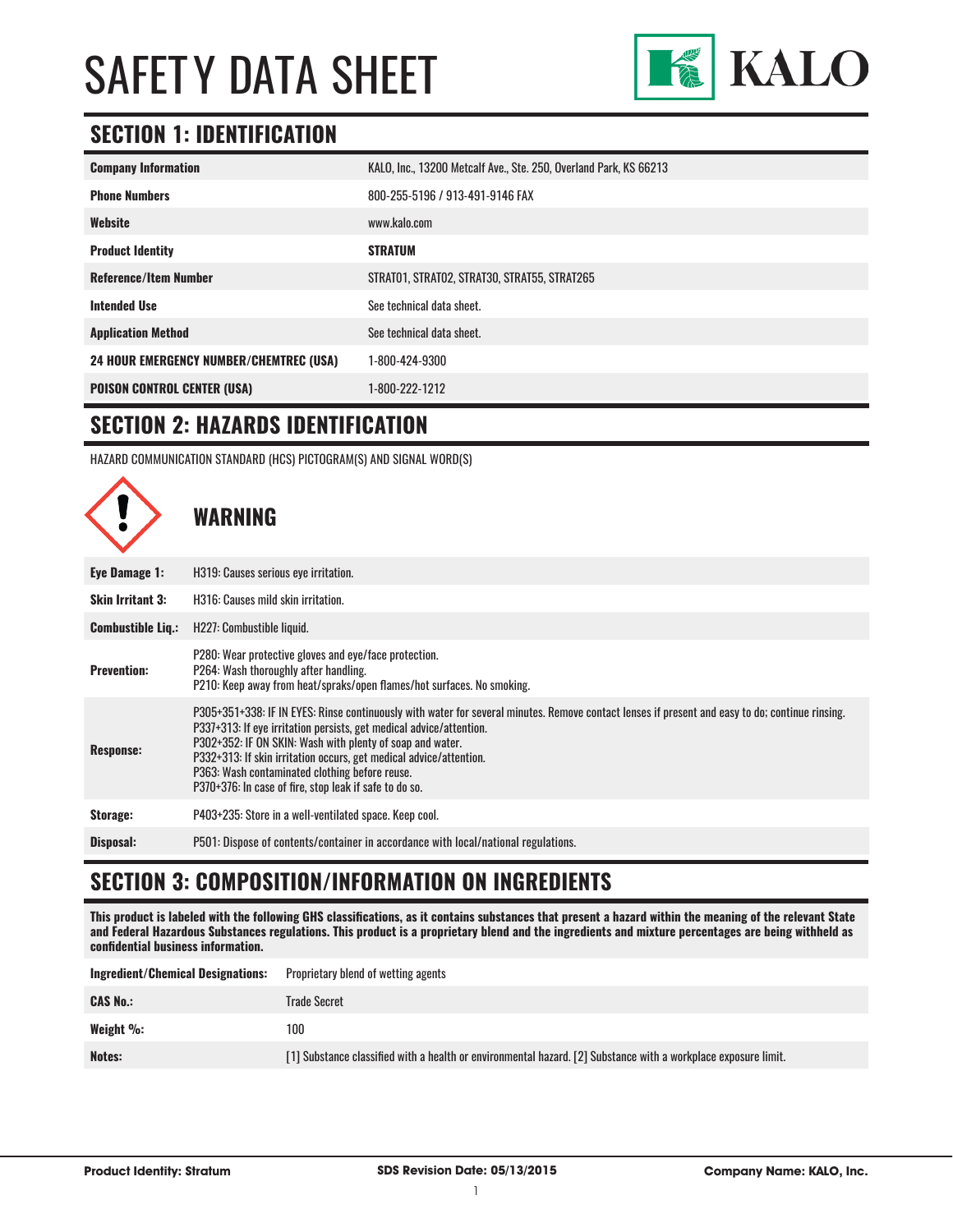# SAFETY DATA SHEET

KALO

## SECTION 1: IDENTIFICATION

| | |
|---|---|
| **Company Information** | KALO, Inc., 13200 Metcalf Ave., Ste. 250, Overland Park, KS 66213 |
| **Phone Numbers** | 800-255-5196 / 913-491-9146 FAX |
| **Website** | www.kalo.com |
| **Product Identity** | **STRATUM** |
| **Reference/Item Number** | STRAT01, STRAT02, STRAT30, STRAT55, STRAT265 |
| **Intended Use** | See technical data sheet. |
| **Application Method** | See technical data sheet. |
| **24 HOUR EMERGENCY NUMBER/CHEMTREC (USA)** | 1-800-424-9300 |
| **POISON CONTROL CENTER (USA)** | 1-800-222-1212 |

## SECTION 2: HAZARDS IDENTIFICATION

HAZARD COMMUNICATION STANDARD (HCS) PICTOGRAM(S) AND SIGNAL WORD(S)

### WARNING

| | |
|---|---|
| **Eye Damage 1:** | H319: Causes serious eye irritation. |
| **Skin Irritant 3:** | H316: Causes mild skin irritation. |
| **Combustible Liq.:** | H227: Combustible liquid. |
| **Prevention:** | P280: Wear protective gloves and eye/face protection.<br>P264: Wash thoroughly after handling.<br>P210: Keep away from heat/spraks/open flames/hot surfaces. No smoking. |
| **Response:** | P305+351+338: IF IN EYES: Rinse continuously with water for several minutes. Remove contact lenses if present and easy to do; continue rinsing.<br>P337+313: If eye irritation persists, get medical advice/attention.<br>P302+352: IF ON SKIN: Wash with plenty of soap and water.<br>P332+313: If skin irritation occurs, get medical advice/attention.<br>P363: Wash contaminated clothing before reuse.<br>P370+376: In case of fire, stop leak if safe to do so. |
| **Storage:** | P403+235: Store in a well-ventilated space. Keep cool. |
| **Disposal:** | P501: Dispose of contents/container in accordance with local/national regulations. |

## SECTION 3: COMPOSITION/INFORMATION ON INGREDIENTS

**This product is labeled with the following GHS classifications, as it contains substances that present a hazard within the meaning of the relevant State and Federal Hazardous Substances regulations. This product is a proprietary blend and the ingredients and mixture percentages are being withheld as confidential business information.**

| | |
|---|---|
| **Ingredient/Chemical Designations:** | Proprietary blend of wetting agents |
| **CAS No.:** | Trade Secret |
| **Weight %:** | 100 |
| **Notes:** | [1] Substance classified with a health or environmental hazard. [2] Substance with a workplace exposure limit. |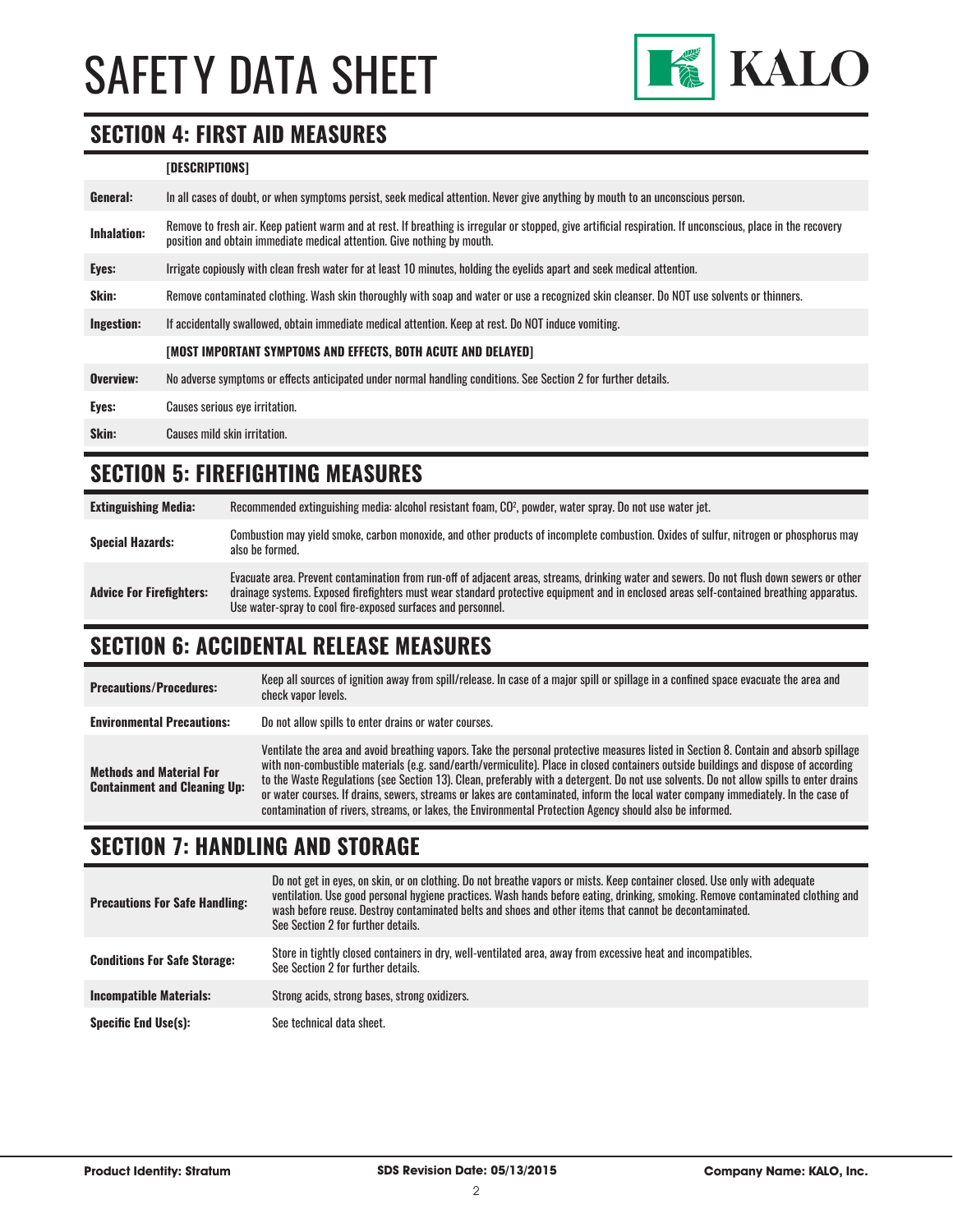## SECTION 4: FIRST AID MEASURES

| | [DESCRIPTIONS] |
|---|---|
| **General:** | In all cases of doubt, or when symptoms persist, seek medical attention. Never give anything by mouth to an unconscious person. |
| **Inhalation:** | Remove to fresh air. Keep patient warm and at rest. If breathing is irregular or stopped, give artificial respiration. If unconscious, place in the recovery position and obtain immediate medical attention. Give nothing by mouth. |
| **Eyes:** | Irrigate copiously with clean fresh water for at least 10 minutes, holding the eyelids apart and seek medical attention. |
| **Skin:** | Remove contaminated clothing. Wash skin thoroughly with soap and water or use a recognized skin cleanser. Do NOT use solvents or thinners. |
| **Ingestion:** | If accidentally swallowed, obtain immediate medical attention. Keep at rest. Do NOT induce vomiting. |
| | **[MOST IMPORTANT SYMPTOMS AND EFFECTS, BOTH ACUTE AND DELAYED]** |
| **Overview:** | No adverse symptoms or effects anticipated under normal handling conditions. See Section 2 for further details. |
| **Eyes:** | Causes serious eye irritation. |
| **Skin:** | Causes mild skin irritation. |

## SECTION 5: FIREFIGHTING MEASURES

| | |
|---|---|
| **Extinguishing Media:** | Recommended extinguishing media: alcohol resistant foam, $CO^2$, powder, water spray. Do not use water jet. |
| **Special Hazards:** | Combustion may yield smoke, carbon monoxide, and other products of incomplete combustion. Oxides of sulfur, nitrogen or phosphorus may also be formed. |
| **Advice For Firefighters:** | Evacuate area. Prevent contamination from run-off of adjacent areas, streams, drinking water and sewers. Do not flush down sewers or other drainage systems. Exposed firefighters must wear standard protective equipment and in enclosed areas self-contained breathing apparatus. Use water-spray to cool fire-exposed surfaces and personnel. |

## SECTION 6: ACCIDENTAL RELEASE MEASURES

| | |
|---|---|
| **Precautions/Procedures:** | Keep all sources of ignition away from spill/release. In case of a major spill or spillage in a confined space evacuate the area and check vapor levels. |
| **Environmental Precautions:** | Do not allow spills to enter drains or water courses. |
| **Methods and Material For Containment and Cleaning Up:** | Ventilate the area and avoid breathing vapors. Take the personal protective measures listed in Section 8. Contain and absorb spillage with non-combustible materials (e.g. sand/earth/vermiculite). Place in closed containers outside buildings and dispose of according to the Waste Regulations (see Section 13). Clean, preferably with a detergent. Do not use solvents. Do not allow spills to enter drains or water courses. If drains, sewers, streams or lakes are contaminated, inform the local water company immediately. In the case of contamination of rivers, streams, or lakes, the Environmental Protection Agency should also be informed. |

## SECTION 7: HANDLING AND STORAGE

| | |
|---|---|
| **Precautions For Safe Handling:** | Do not get in eyes, on skin, or on clothing. Do not breathe vapors or mists. Keep container closed. Use only with adequate ventilation. Use good personal hygiene practices. Wash hands before eating, drinking, smoking. Remove contaminated clothing and wash before reuse. Destroy contaminated belts and shoes and other items that cannot be decontaminated. See Section 2 for further details. |
| **Conditions For Safe Storage:** | Store in tightly closed containers in dry, well-ventilated area, away from excessive heat and incompatibles. See Section 2 for further details. |
| **Incompatible Materials:** | Strong acids, strong bases, strong oxidizers. |
| **Specific End Use(s):** | See technical data sheet. |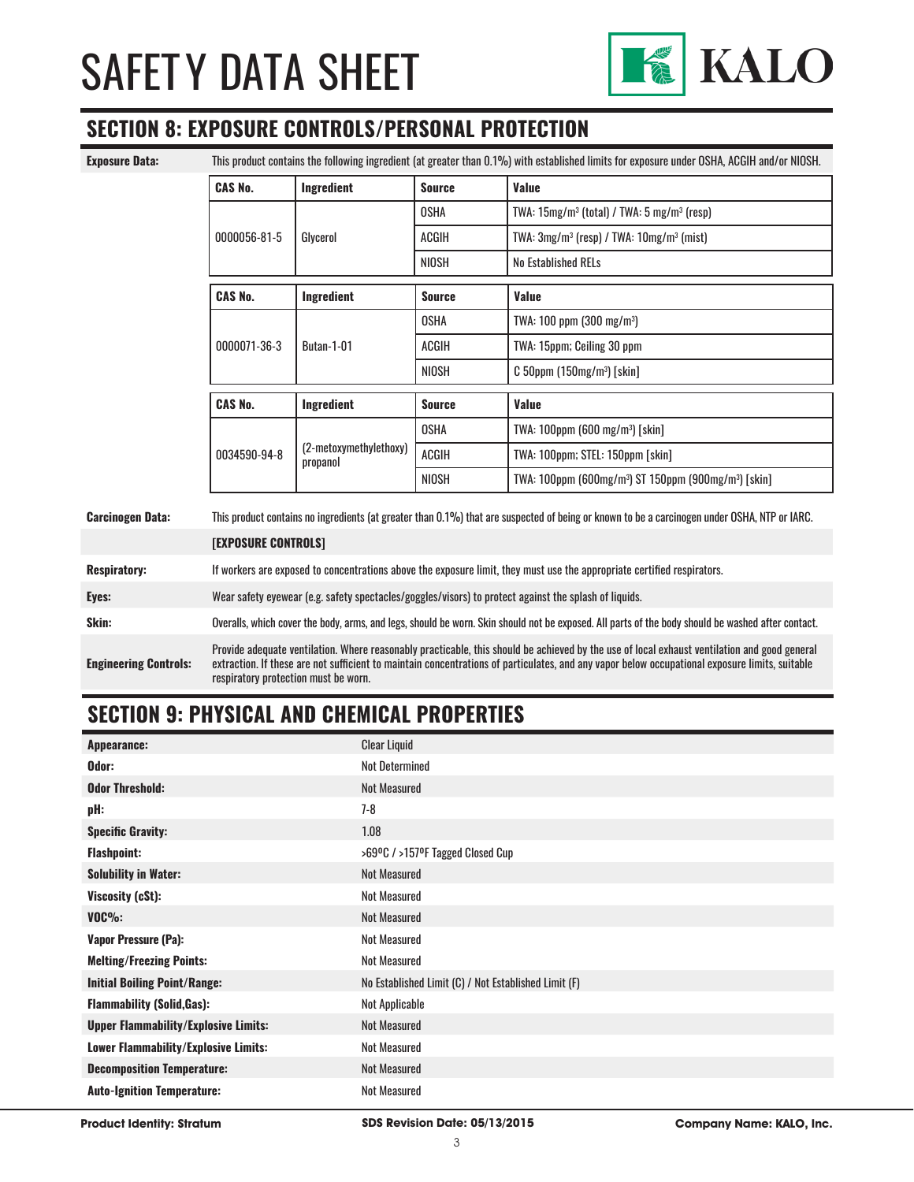# SAFETY DATA SHEET

## SECTION 8: EXPOSURE CONTROLS/PERSONAL PROTECTION

**Exposure Data:** This product contains the following ingredient (at greater than 0.1%) with established limits for exposure under OSHA, ACGIH and/or NIOSH.

| CAS No. | Ingredient | Source | Value |
|---|---|---|---|
| 0000056-81-5 | Glycerol | OSHA | TWA: 15mg/m³ (total) / TWA: 5 mg/m³ (resp) |
| | | ACGIH | TWA: 3mg/m³ (resp) / TWA: 10mg/m³ (mist) |
| | | NIOSH | No Established RELs |

| CAS No. | Ingredient | Source | Value |
|---|---|---|---|
| 0000071-36-3 | Butan-1-01 | OSHA | TWA: 100 ppm (300 mg/m³) |
| | | ACGIH | TWA: 15ppm; Ceiling 30 ppm |
| | | NIOSH | C 50ppm (150mg/m³) [skin] |

| CAS No. | Ingredient | Source | Value |
|---|---|---|---|
| 0034590-94-8 | (2-metoxymethylethoxy) propanol | OSHA | TWA: 100ppm (600 mg/m³) [skin] |
| | | ACGIH | TWA: 100ppm; STEL: 150ppm [skin] |
| | | NIOSH | TWA: 100ppm (600mg/m³) ST 150ppm (900mg/m³) [skin] |

**Carcinogen Data:** This product contains no ingredients (at greater than 0.1%) that are suspected of being or known to be a carcinogen under OSHA, NTP or IARC.

**[EXPOSURE CONTROLS]**

**Respiratory:** If workers are exposed to concentrations above the exposure limit, they must use the appropriate certified respirators.

**Eyes:** Wear safety eyewear (e.g. safety spectacles/goggles/visors) to protect against the splash of liquids.

**Skin:** Overalls, which cover the body, arms, and legs, should be worn. Skin should not be exposed. All parts of the body should be washed after contact.

**Engineering Controls:** Provide adequate ventilation. Where reasonably practicable, this should be achieved by the use of local exhaust ventilation and good general extraction. If these are not sufficient to maintain concentrations of particulates, and any vapor below occupational exposure limits, suitable respiratory protection must be worn.

## SECTION 9: PHYSICAL AND CHEMICAL PROPERTIES

| Property | Value |
|---|---|
| **Appearance:** | Clear Liquid |
| **Odor:** | Not Determined |
| **Odor Threshold:** | Not Measured |
| **pH:** | 7-8 |
| **Specific Gravity:** | 1.08 |
| **Flashpoint:** | >69ºC / >157ºF Tagged Closed Cup |
| **Solubility in Water:** | Not Measured |
| **Viscosity (cSt):** | Not Measured |
| **VOC%:** | Not Measured |
| **Vapor Pressure (Pa):** | Not Measured |
| **Melting/Freezing Points:** | Not Measured |
| **Initial Boiling Point/Range:** | No Established Limit (C) / Not Established Limit (F) |
| **Flammability (Solid,Gas):** | Not Applicable |
| **Upper Flammability/Explosive Limits:** | Not Measured |
| **Lower Flammability/Explosive Limits:** | Not Measured |
| **Decomposition Temperature:** | Not Measured |
| **Auto-Ignition Temperature:** | Not Measured |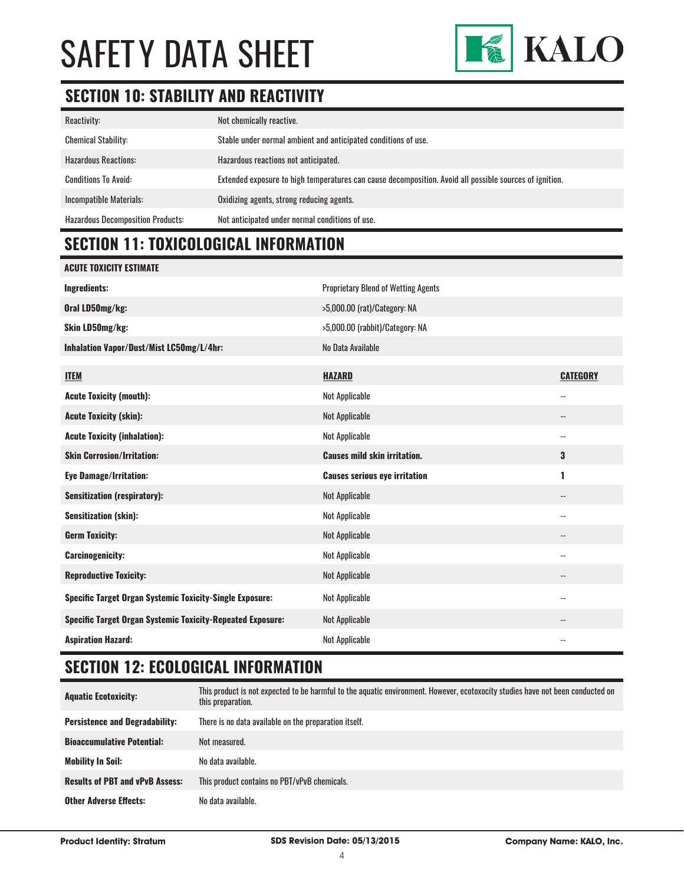# SAFETY DATA SHEET

## SECTION 10: STABILITY AND REACTIVITY

| | |
|---|---|
| Reactivity: | Not chemically reactive. |
| Chemical Stability: | Stable under normal ambient and anticipated conditions of use. |
| Hazardous Reactions: | Hazardous reactions not anticipated. |
| Conditions To Avoid: | Extended exposure to high temperatures can cause decomposition. Avoid all possible sources of ignition. |
| Incompatible Materials: | Oxidizing agents, strong reducing agents. |
| Hazardous Decomposition Products: | Not anticipated under normal conditions of use. |

## SECTION 11: TOXICOLOGICAL INFORMATION

**ACUTE TOXICITY ESTIMATE**

| | |
|---|---|
| **Ingredients:** | Proprietary Blend of Wetting Agents |
| **Oral LD50mg/kg:** | >5,000.00 (rat)/Category: NA |
| **Skin LD50mg/kg:** | >5,000.00 (rabbit)/Category: NA |
| **Inhalation Vapor/Dust/Mist LC50mg/L/4hr:** | No Data Available |

| **ITEM** | **HAZARD** | **CATEGORY** |
|---|---|---|
| **Acute Toxicity (mouth):** | Not Applicable | -- |
| **Acute Toxicity (skin):** | Not Applicable | -- |
| **Acute Toxicity (inhalation):** | Not Applicable | -- |
| **Skin Corrosion/Irritation:** | **Causes mild skin irritation.** | **3** |
| **Eye Damage/Irritation:** | **Causes serious eye irritation** | **1** |
| **Sensitization (respiratory):** | Not Applicable | -- |
| **Sensitization (skin):** | Not Applicable | -- |
| **Germ Toxicity:** | Not Applicable | -- |
| **Carcinogenicity:** | Not Applicable | -- |
| **Reproductive Toxicity:** | Not Applicable | -- |
| **Specific Target Organ Systemic Toxicity-Single Exposure:** | Not Applicable | -- |
| **Specific Target Organ Systemic Toxicity-Repeated Exposure:** | Not Applicable | -- |
| **Aspiration Hazard:** | Not Applicable | -- |

## SECTION 12: ECOLOGICAL INFORMATION

| | |
|---|---|
| **Aquatic Ecotoxicity:** | This product is not expected to be harmful to the aquatic environment. However, ecotoxocity studies have not been conducted on this preparation. |
| **Persistence and Degradability:** | There is no data available on the preparation itself. |
| **Bioaccumulative Potential:** | Not measured. |
| **Mobility In Soil:** | No data available. |
| **Results of PBT and vPvB Assess:** | This product contains no PBT/vPvB chemicals. |
| **Other Adverse Effects:** | No data available. |

**Product Identity: Stratum** | **SDS Revision Date: 05/13/2015** | **Company Name: KALO, Inc.**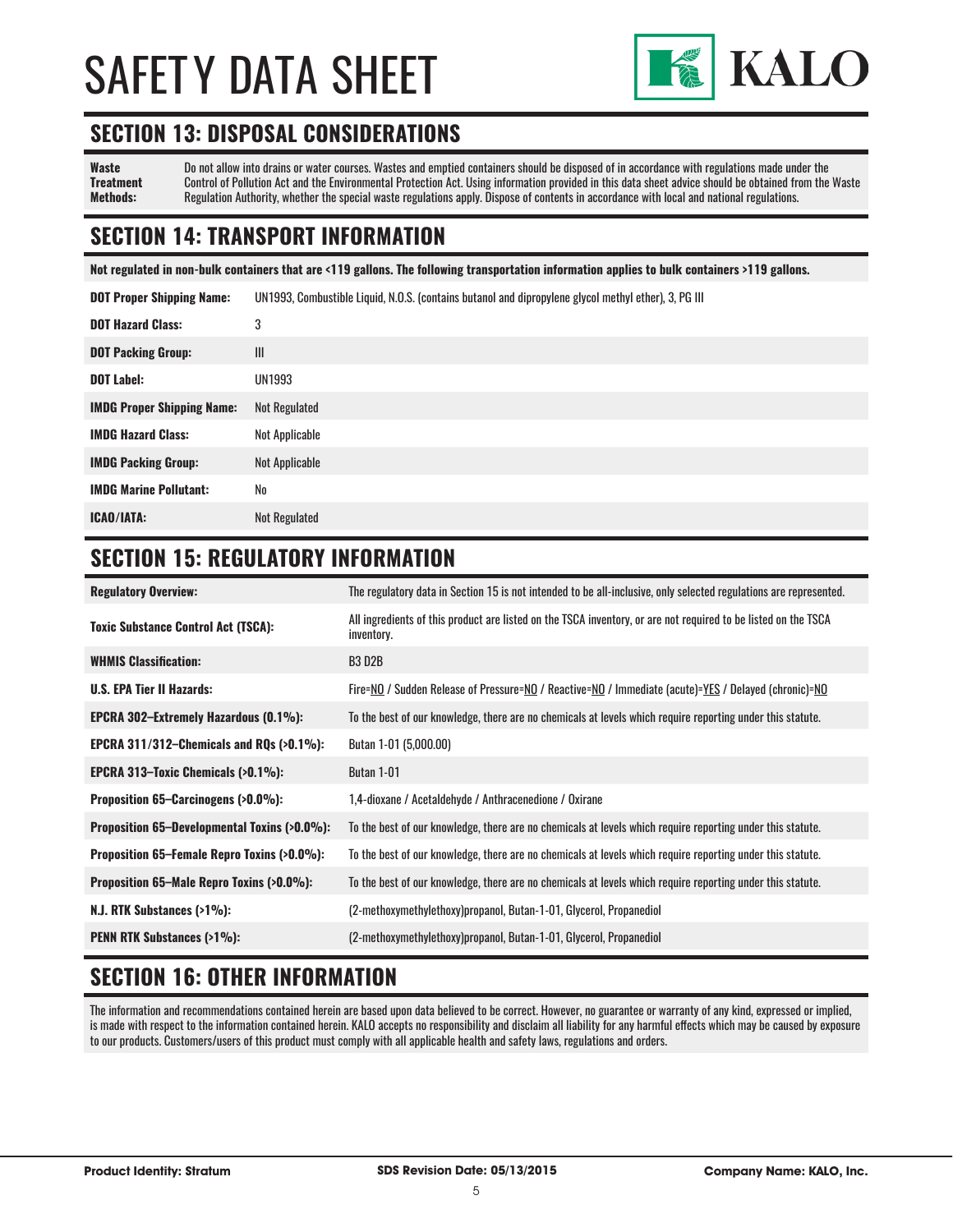## SECTION 13: DISPOSAL CONSIDERATIONS

**Waste Treatment Methods:** Do not allow into drains or water courses. Wastes and emptied containers should be disposed of in accordance with regulations made under the Control of Pollution Act and the Environmental Protection Act. Using information provided in this data sheet advice should be obtained from the Waste Regulation Authority, whether the special waste regulations apply. Dispose of contents in accordance with local and national regulations.

## SECTION 14: TRANSPORT INFORMATION

**Not regulated in non-bulk containers that are <119 gallons. The following transportation information applies to bulk containers >119 gallons.**

| | |
|---|---|
| **DOT Proper Shipping Name:** | UN1993, Combustible Liquid, N.O.S. (contains butanol and dipropylene glycol methyl ether), 3, PG III |
| **DOT Hazard Class:** | 3 |
| **DOT Packing Group:** | III |
| **DOT Label:** | UN1993 |
| **IMDG Proper Shipping Name:** | Not Regulated |
| **IMDG Hazard Class:** | Not Applicable |
| **IMDG Packing Group:** | Not Applicable |
| **IMDG Marine Pollutant:** | No |
| **ICAO/IATA:** | Not Regulated |

## SECTION 15: REGULATORY INFORMATION

| | |
|---|---|
| **Regulatory Overview:** | The regulatory data in Section 15 is not intended to be all-inclusive, only selected regulations are represented. |
| **Toxic Substance Control Act (TSCA):** | All ingredients of this product are listed on the TSCA inventory, or are not required to be listed on the TSCA inventory. |
| **WHMIS Classification:** | B3 D2B |
| **U.S. EPA Tier II Hazards:** | Fire=NO / Sudden Release of Pressure=NO / Reactive=NO / Immediate (acute)=YES / Delayed (chronic)=NO |
| **EPCRA 302–Extremely Hazardous (0.1%):** | To the best of our knowledge, there are no chemicals at levels which require reporting under this statute. |
| **EPCRA 311/312–Chemicals and RQs (>0.1%):** | Butan 1-01 (5,000.00) |
| **EPCRA 313–Toxic Chemicals (>0.1%):** | Butan 1-01 |
| **Proposition 65–Carcinogens (>0.0%):** | 1,4-dioxane / Acetaldehyde / Anthracenedione / Oxirane |
| **Proposition 65–Developmental Toxins (>0.0%):** | To the best of our knowledge, there are no chemicals at levels which require reporting under this statute. |
| **Proposition 65–Female Repro Toxins (>0.0%):** | To the best of our knowledge, there are no chemicals at levels which require reporting under this statute. |
| **Proposition 65–Male Repro Toxins (>0.0%):** | To the best of our knowledge, there are no chemicals at levels which require reporting under this statute. |
| **N.J. RTK Substances (>1%):** | (2-methoxymethylethoxy)propanol, Butan-1-01, Glycerol, Propanediol |
| **PENN RTK Substances (>1%):** | (2-methoxymethylethoxy)propanol, Butan-1-01, Glycerol, Propanediol |

## SECTION 16: OTHER INFORMATION

The information and recommendations contained herein are based upon data believed to be correct. However, no guarantee or warranty of any kind, expressed or implied, is made with respect to the information contained herein. KALO accepts no responsibility and disclaim all liability for any harmful effects which may be caused by exposure to our products. Customers/users of this product must comply with all applicable health and safety laws, regulations and orders.